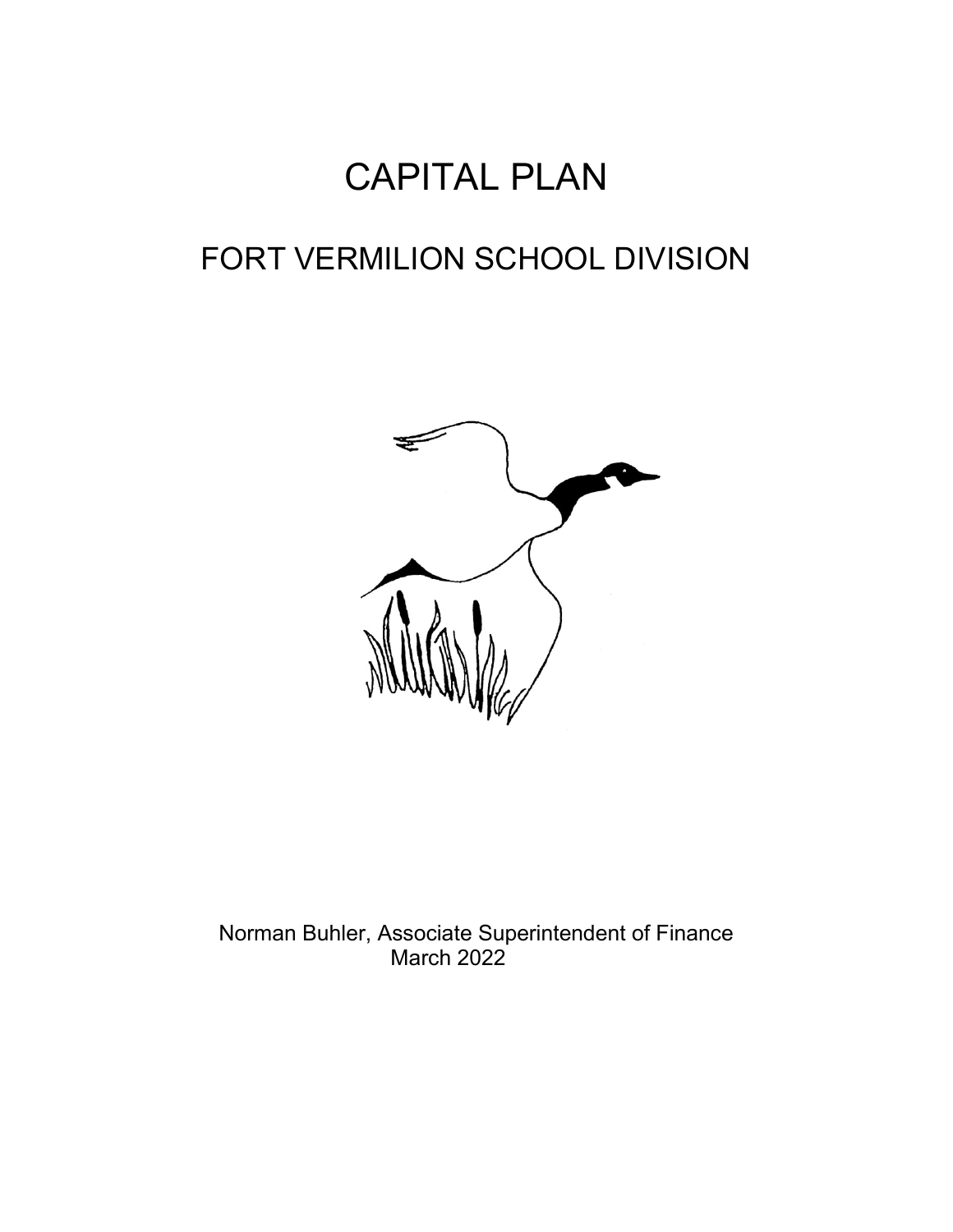# CAPITAL PLAN

## FORT VERMILION SCHOOL DIVISION

Norman Buhler, Associate Superintendent of Finance
March 2022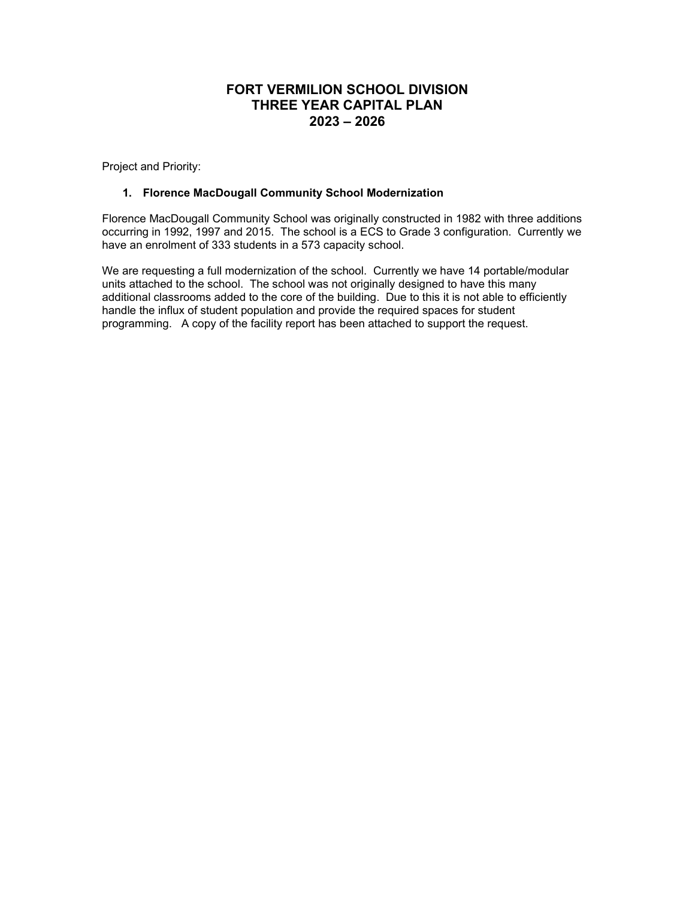# FORT VERMILION SCHOOL DIVISION
# THREE YEAR CAPITAL PLAN
# 2023 – 2026

Project and Priority:

1. **Florence MacDougall Community School Modernization**

Florence MacDougall Community School was originally constructed in 1982 with three additions occurring in 1992, 1997 and 2015. The school is a ECS to Grade 3 configuration. Currently we have an enrolment of 333 students in a 573 capacity school.

We are requesting a full modernization of the school. Currently we have 14 portable/modular units attached to the school. The school was not originally designed to have this many additional classrooms added to the core of the building. Due to this it is not able to efficiently handle the influx of student population and provide the required spaces for student programming. A copy of the facility report has been attached to support the request.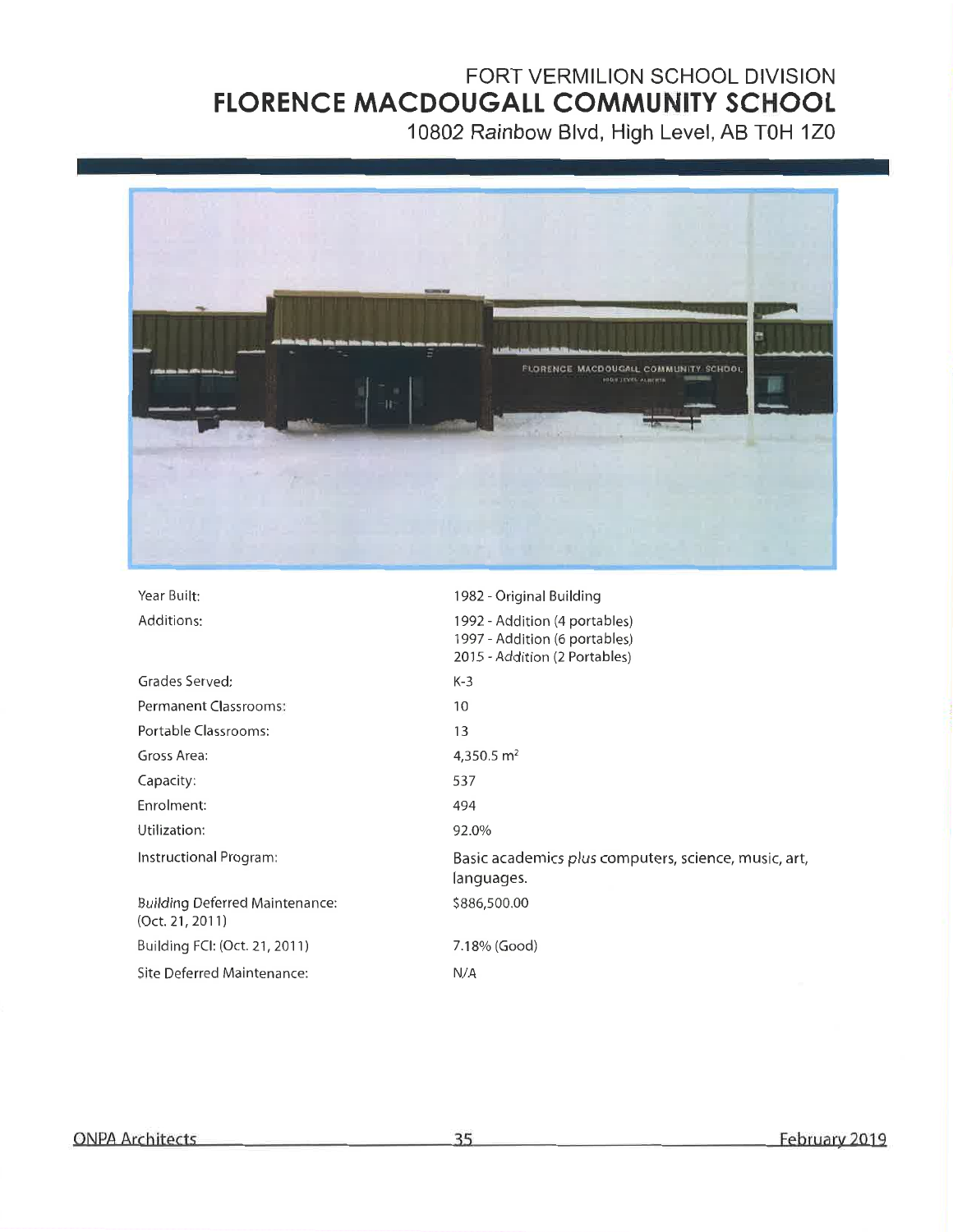FORT VERMILION SCHOOL DIVISION

# FLORENCE MACDOUGALL COMMUNITY SCHOOL

10802 Rainbow Blvd, High Level, AB T0H 1Z0

| | |
|---|---|
| Year Built: | 1982 - Original Building |
| Additions: | 1992 - Addition (4 portables)<br>1997 - Addition (6 portables)<br>2015 - Addition (2 Portables) |
| Grades Served: | K-3 |
| Permanent Classrooms: | 10 |
| Portable Classrooms: | 13 |
| Gross Area: | 4,350.5 $m^2$ |
| Capacity: | 537 |
| Enrolment: | 494 |
| Utilization: | 92.0% |
| Instructional Program: | Basic academics *plus* computers, science, music, art, languages. |
| Building Deferred Maintenance: (Oct. 21, 2011) | $886,500.00 |
| Building FCI: (Oct. 21, 2011) | 7.18% (Good) |
| Site Deferred Maintenance: | N/A |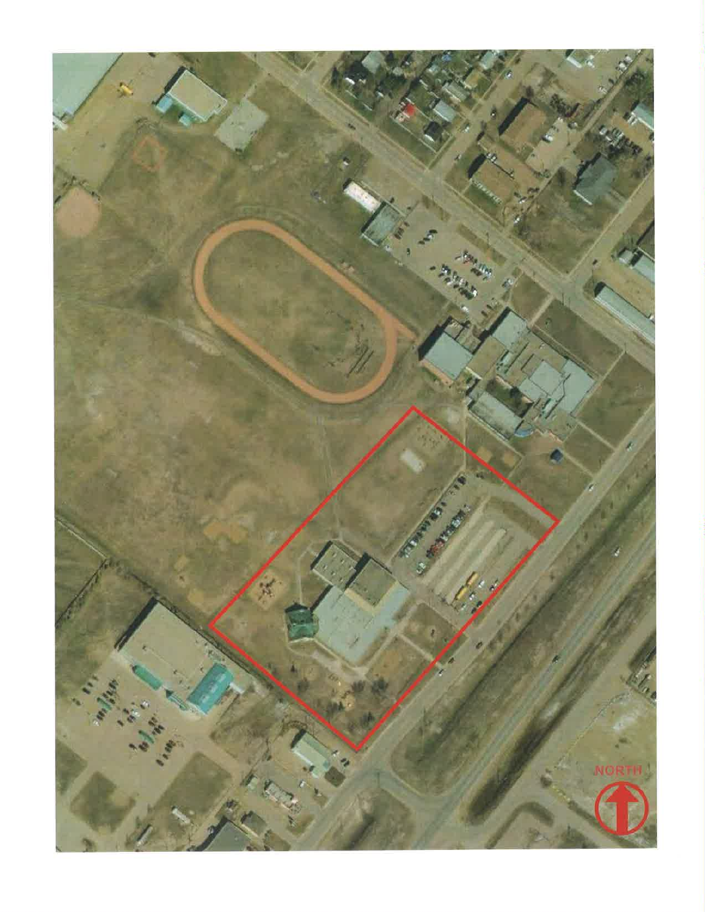NORTH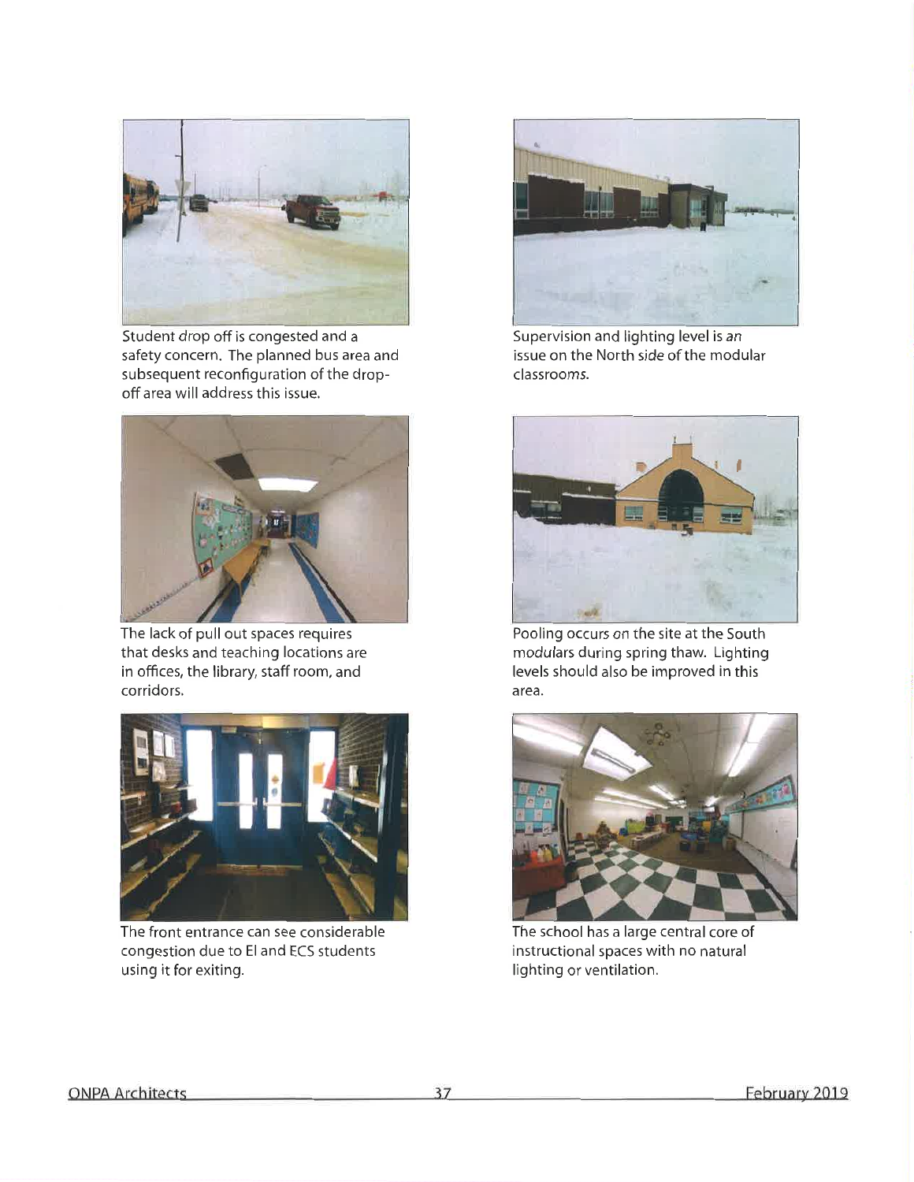Student drop off is congested and a safety concern. The planned bus area and subsequent reconfiguration of the drop-off area will address this issue.

Supervision and lighting level is an issue on the North side of the modular classrooms.

The lack of pull out spaces requires that desks and teaching locations are in offices, the library, staff room, and corridors.

Pooling occurs on the site at the South modulars during spring thaw. Lighting levels should also be improved in this area.

The front entrance can see considerable congestion due to EI and ECS students using it for exiting.

The school has a large central core of instructional spaces with no natural lighting or ventilation.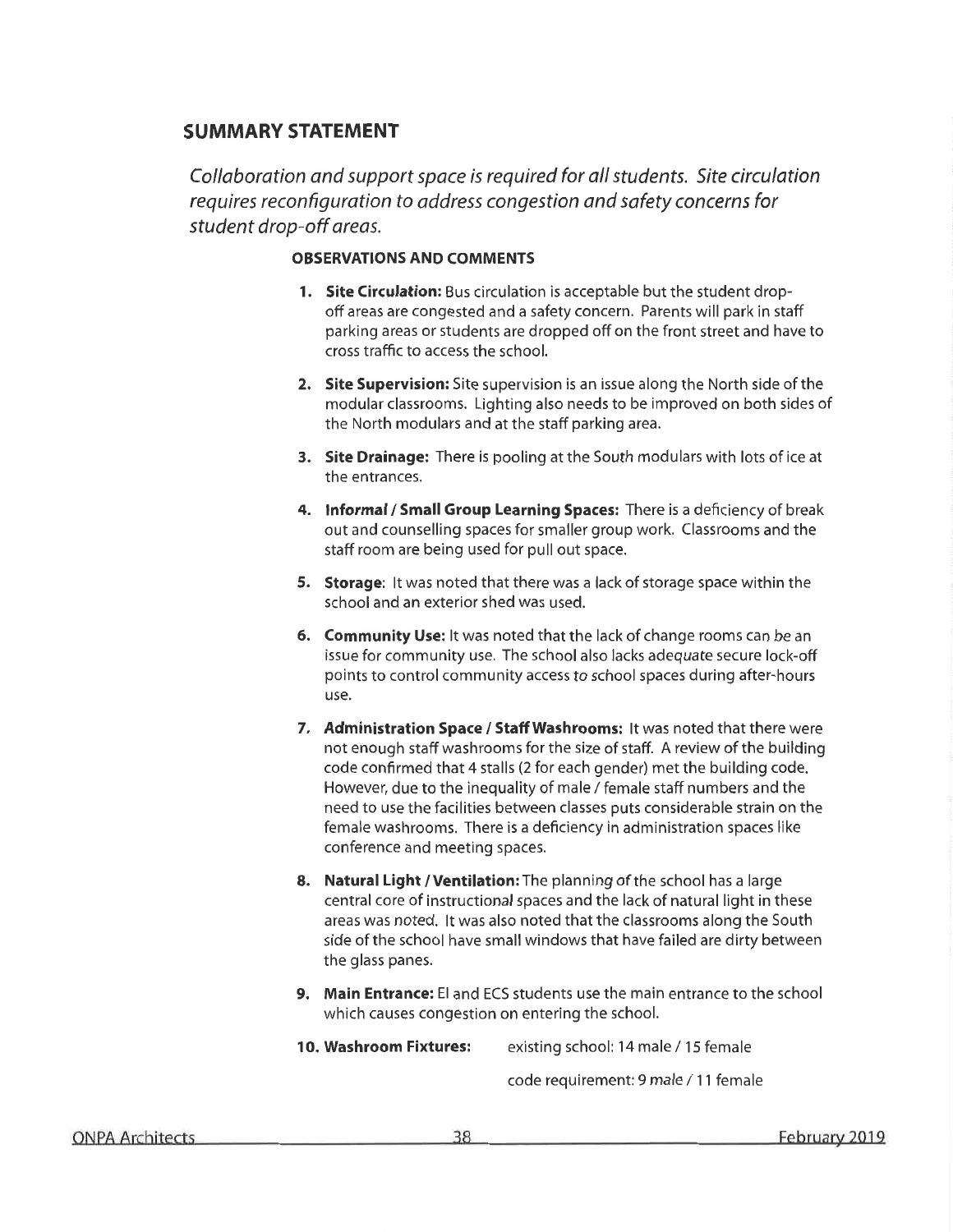## SUMMARY STATEMENT

*Collaboration and support space is required for all students. Site circulation requires reconfiguration to address congestion and safety concerns for student drop-off areas.*

### OBSERVATIONS AND COMMENTS

1. **Site Circulation:** Bus circulation is acceptable but the student drop-off areas are congested and a safety concern. Parents will park in staff parking areas or students are dropped off on the front street and have to cross traffic to access the school.

2. **Site Supervision:** Site supervision is an issue along the North side of the modular classrooms. Lighting also needs to be improved on both sides of the North modulars and at the staff parking area.

3. **Site Drainage:** There is pooling at the South modulars with lots of ice at the entrances.

4. **Informal / Small Group Learning Spaces:** There is a deficiency of break out and counselling spaces for smaller group work. Classrooms and the staff room are being used for pull out space.

5. **Storage**: It was noted that there was a lack of storage space within the school and an exterior shed was used.

6. **Community Use:** It was noted that the lack of change rooms can be an issue for community use. The school also lacks adequate secure lock-off points to control community access to school spaces during after-hours use.

7. **Administration Space / Staff Washrooms:** It was noted that there were not enough staff washrooms for the size of staff. A review of the building code confirmed that 4 stalls (2 for each gender) met the building code. However, due to the inequality of male / female staff numbers and the need to use the facilities between classes puts considerable strain on the female washrooms. There is a deficiency in administration spaces like conference and meeting spaces.

8. **Natural Light / Ventilation:** The planning of the school has a large central core of instructional spaces and the lack of natural light in these areas was noted. It was also noted that the classrooms along the South side of the school have small windows that have failed are dirty between the glass panes.

9. **Main Entrance:** EI and ECS students use the main entrance to the school which causes congestion on entering the school.

10. **Washroom Fixtures:** existing school: 14 male / 15 female

    code requirement: 9 male / 11 female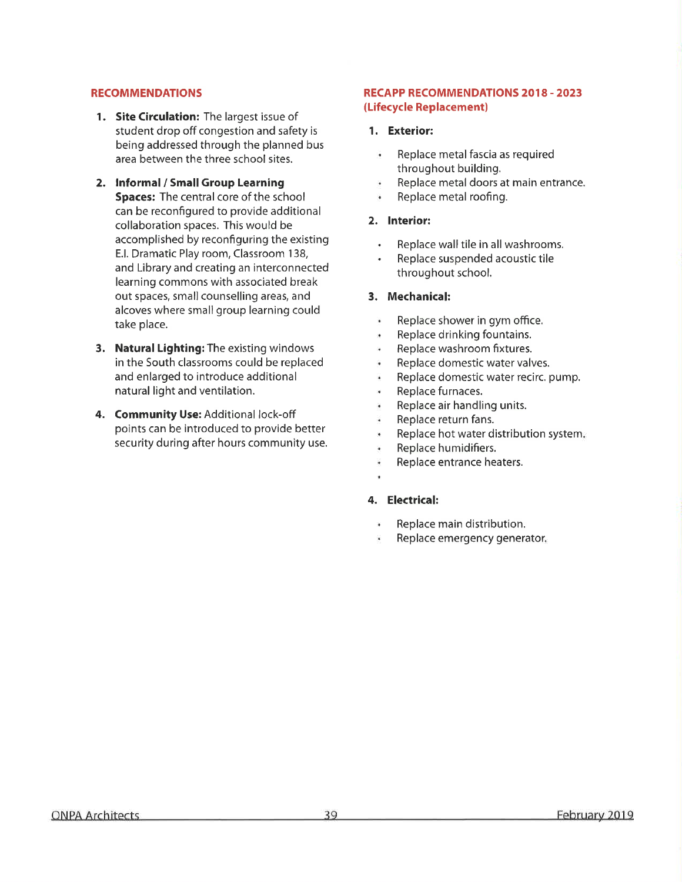## RECOMMENDATIONS

1. **Site Circulation:** The largest issue of student drop off congestion and safety is being addressed through the planned bus area between the three school sites.
2. **Informal / Small Group Learning Spaces:** The central core of the school can be reconfigured to provide additional collaboration spaces. This would be accomplished by reconfiguring the existing E.I. Dramatic Play room, Classroom 138, and Library and creating an interconnected learning commons with associated break out spaces, small counselling areas, and alcoves where small group learning could take place.
3. **Natural Lighting:** The existing windows in the South classrooms could be replaced and enlarged to introduce additional natural light and ventilation.
4. **Community Use:** Additional lock-off points can be introduced to provide better security during after hours community use.

## RECAPP RECOMMENDATIONS 2018 - 2023 (Lifecycle Replacement)

1. **Exterior:**
   - Replace metal fascia as required throughout building.
   - Replace metal doors at main entrance.
   - Replace metal roofing.
2. **Interior:**
   - Replace wall tile in all washrooms.
   - Replace suspended acoustic tile throughout school.
3. **Mechanical:**
   - Replace shower in gym office.
   - Replace drinking fountains.
   - Replace washroom fixtures.
   - Replace domestic water valves.
   - Replace domestic water recirc. pump.
   - Replace furnaces.
   - Replace air handling units.
   - Replace return fans.
   - Replace hot water distribution system.
   - Replace humidifiers.
   - Replace entrance heaters.
4. **Electrical:**
   - Replace main distribution.
   - Replace emergency generator.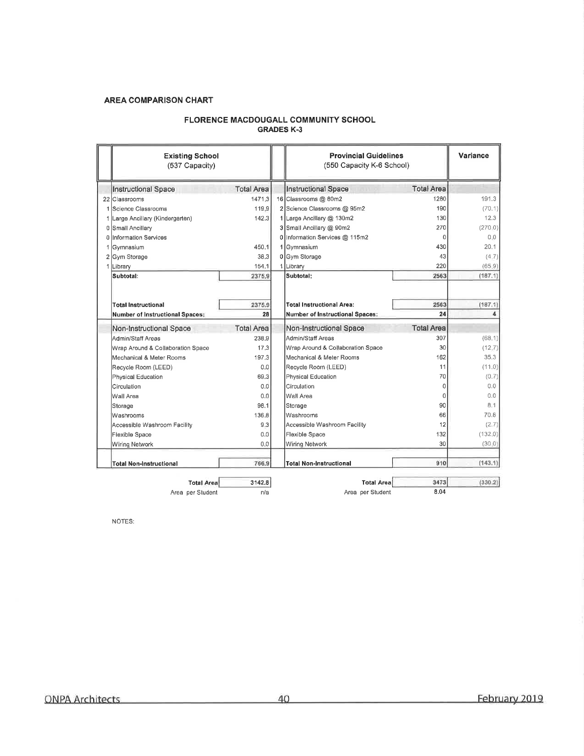**AREA COMPARISON CHART**

**FLORENCE MACDOUGALL COMMUNITY SCHOOL**
**GRADES K-3**

| | Existing School (537 Capacity) | | | Provincial Guidelines (550 Capacity K-6 School) | | Variance |
|---|---|---|---|---|---|---|
| | **Instructional Space** | **Total Area** | | **Instructional Space** | **Total Area** | |
| 22 | Classrooms | 1471.3 | 16 | Classrooms @ 80m2 | 1280 | 191.3 |
| 1 | Science Classrooms | 119.9 | 2 | Science Classrooms @ 95m2 | 190 | (70.1) |
| 1 | Large Ancillary (Kindergarten) | 142.3 | 1 | Large Ancillary @ 130m2 | 130 | 12.3 |
| 0 | Small Ancillary | | 3 | Small Ancillary @ 90m2 | 270 | (270.0) |
| 0 | Information Services | | 0 | Information Services @ 115m2 | 0 | 0.0 |
| 1 | Gymnasium | 450.1 | 1 | Gymnasium | 430 | 20.1 |
| 2 | Gym Storage | 38.3 | 0 | Gym Storage | 43 | (4.7) |
| 1 | Library | 154.1 | 1 | Library | 220 | (65.9) |
| | **Subtotal:** | 2375.9 | | **Subtotal:** | 2563 | (187.1) |
| | **Total Instructional** | 2375.9 | | **Total Instructional Area:** | 2563 | (187.1) |
| | **Number of Instructional Spaces:** | 28 | | **Number of Instructional Spaces:** | 24 | 4 |
| | **Non-Instructional Space** | **Total Area** | | **Non-Instructional Space** | **Total Area** | |
| | Admin/Staff Areas | 238.9 | | Admin/Staff Areas | 307 | (68.1) |
| | Wrap Around & Collaboration Space | 17.3 | | Wrap Around & Collaboration Space | 30 | (12.7) |
| | Mechanical & Meter Rooms | 197.3 | | Mechanical & Meter Rooms | 162 | 35.3 |
| | Recycle Room (LEED) | 0.0 | | Recycle Room (LEED) | 11 | (11.0) |
| | Physical Education | 69.3 | | Physical Education | 70 | (0.7) |
| | Circulation | 0.0 | | Circulation | 0 | 0.0 |
| | Wall Area | 0.0 | | Wall Area | 0 | 0.0 |
| | Storage | 98.1 | | Storage | 90 | 8.1 |
| | Washrooms | 136.8 | | Washrooms | 66 | 70.8 |
| | Accessible Washroom Facility | 9.3 | | Accessible Washroom Facility | 12 | (2.7) |
| | Flexible Space | 0.0 | | Flexible Space | 132 | (132.0) |
| | Wiring Network | 0.0 | | Wiring Network | 30 | (30.0) |
| | **Total Non-Instructional** | 766.9 | | **Total Non-Instructional** | 910 | (143.1) |
| | **Total Area** | 3142.8 | | **Total Area** | 3473 | (330.2) |
| | Area per Student | n/a | | Area per Student | 8.04 | |

NOTES: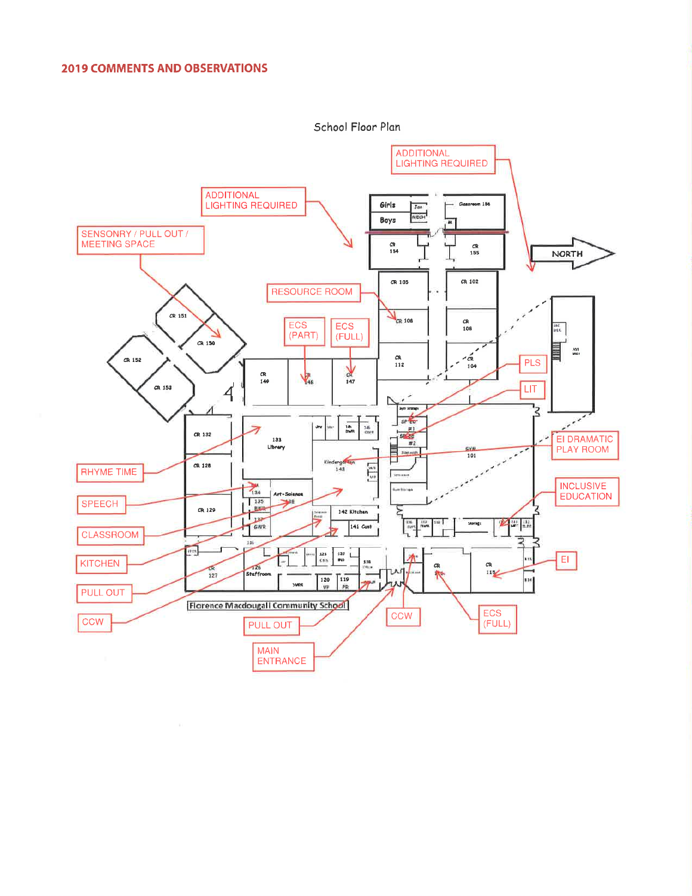## 2019 COMMENTS AND OBSERVATIONS

School Floor Plan

- ADDITIONAL LIGHTING REQUIRED
- ADDITIONAL LIGHTING REQUIRED
- SENSONRY / PULL OUT / MEETING SPACE
- RESOURCE ROOM
- ECS (PART)
- ECS (FULL)
- NORTH
- PLS
- LIT
- EI DRAMATIC PLAY ROOM
- INCLUSIVE EDUCATION
- EI
- RHYME TIME
- SPEECH
- CLASSROOM
- KITCHEN
- PULL OUT
- CCW
- PULL OUT
- MAIN ENTRANCE
- CCW
- ECS (FULL)

Girls, Boys, Jan, MECH, Classroom 156, CR 154, CR 155, CR 105, CR 102, CR 106, CR 108, CR 112, CR 104, CR 151, CR 150, CR 152, CR 153, CR 149, CR 148, CR 147, CR 132, 133 Library, CR 128, Kindergarten 143, Gym 101, 134, 135 BWR, 136, Art-Science, CR 129, 137 GWR, 142 Kitchen, 141 Cust, Storage, CR 127, 126 Staffroom, 120 VP, 119 PR, 118 Office, CR 116, CR 115

Florence Macdougall Community School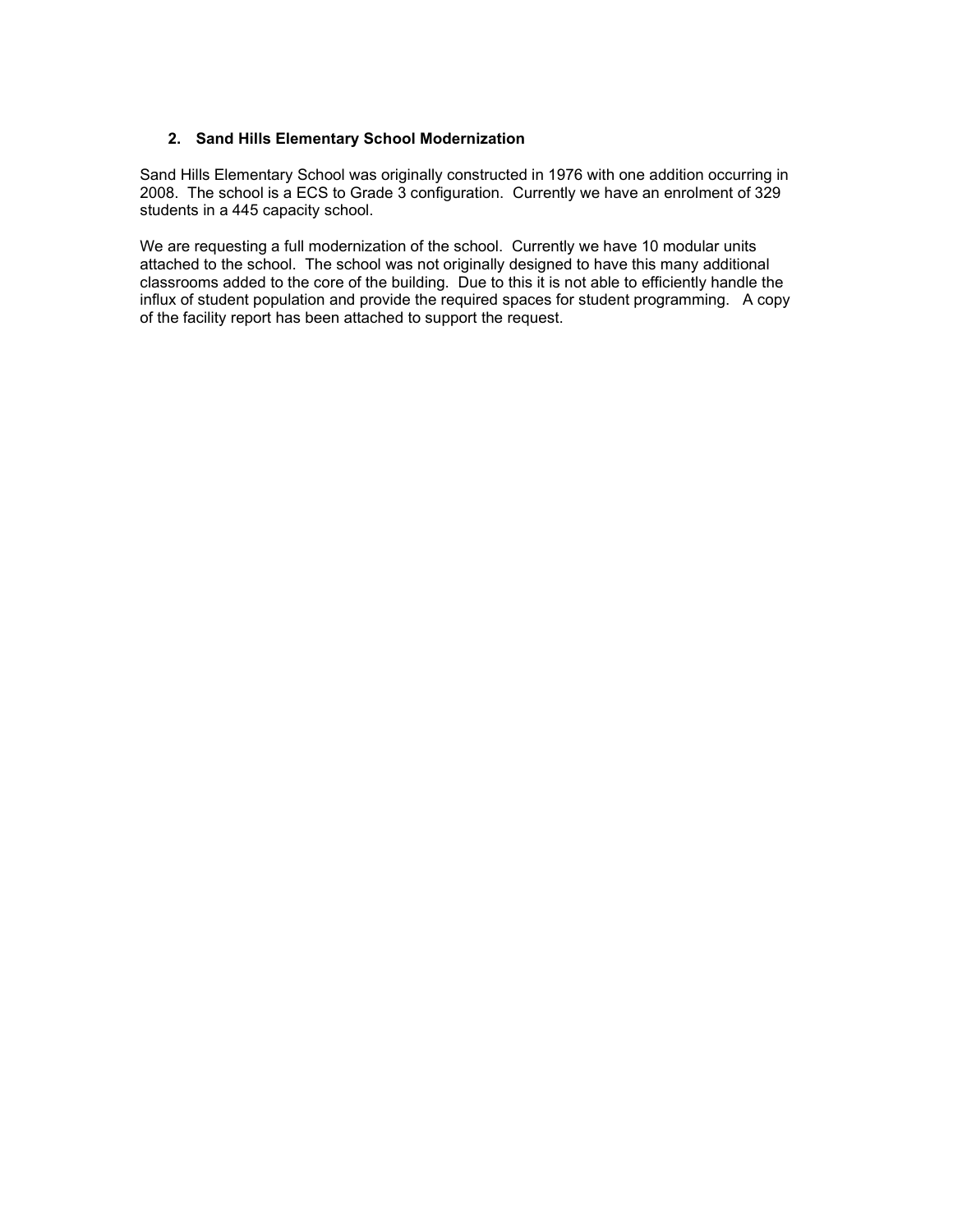## 2. Sand Hills Elementary School Modernization

Sand Hills Elementary School was originally constructed in 1976 with one addition occurring in 2008. The school is a ECS to Grade 3 configuration. Currently we have an enrolment of 329 students in a 445 capacity school.

We are requesting a full modernization of the school. Currently we have 10 modular units attached to the school. The school was not originally designed to have this many additional classrooms added to the core of the building. Due to this it is not able to efficiently handle the influx of student population and provide the required spaces for student programming. A copy of the facility report has been attached to support the request.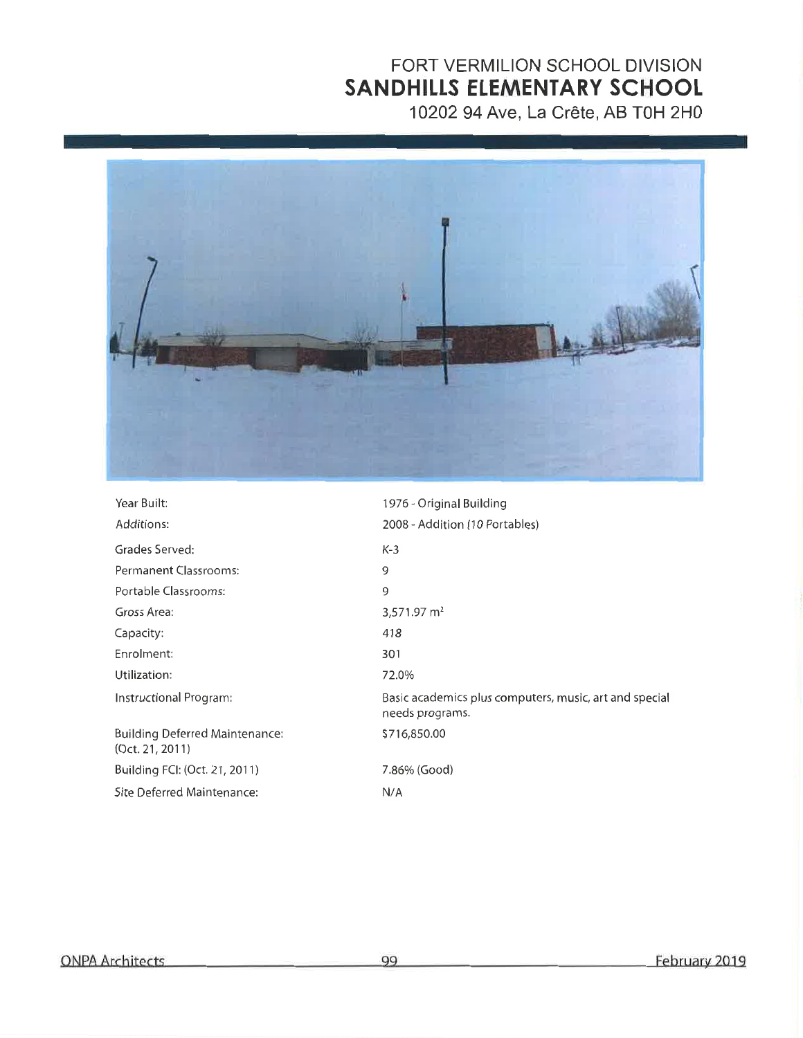FORT VERMILION SCHOOL DIVISION

# SANDHILLS ELEMENTARY SCHOOL

10202 94 Ave, La Crête, AB T0H 2H0

| | |
|---|---|
| Year Built: | 1976 - Original Building |
| Additions: | 2008 - Addition (10 Portables) |
| Grades Served: | K-3 |
| Permanent Classrooms: | 9 |
| Portable Classrooms: | 9 |
| Gross Area: | 3,571.97 m$^2$ |
| Capacity: | 418 |
| Enrolment: | 301 |
| Utilization: | 72.0% |
| Instructional Program: | Basic academics plus computers, music, art and special needs programs. |
| Building Deferred Maintenance: (Oct. 21, 2011) | $716,850.00 |
| Building FCI: (Oct. 21, 2011) | 7.86% (Good) |
| Site Deferred Maintenance: | N/A |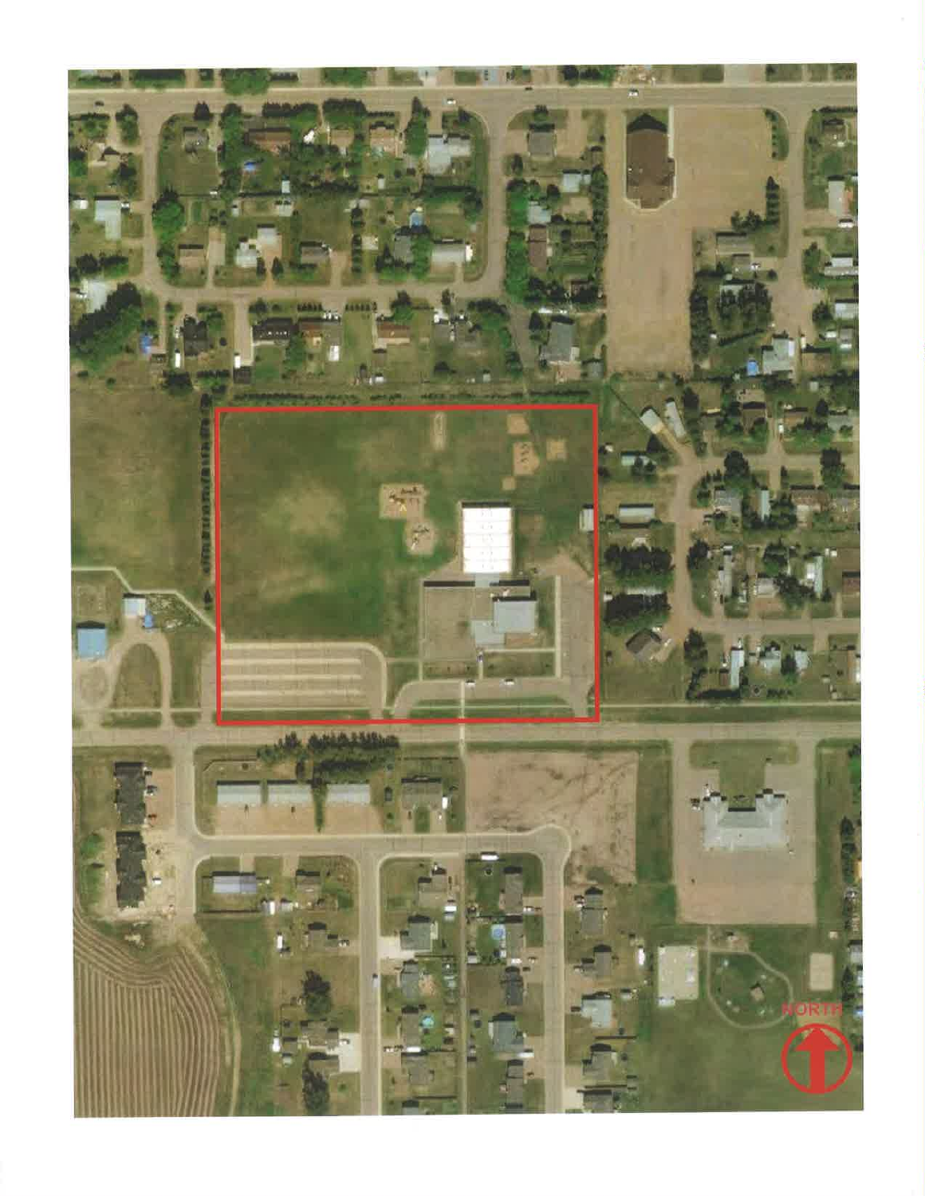NORTH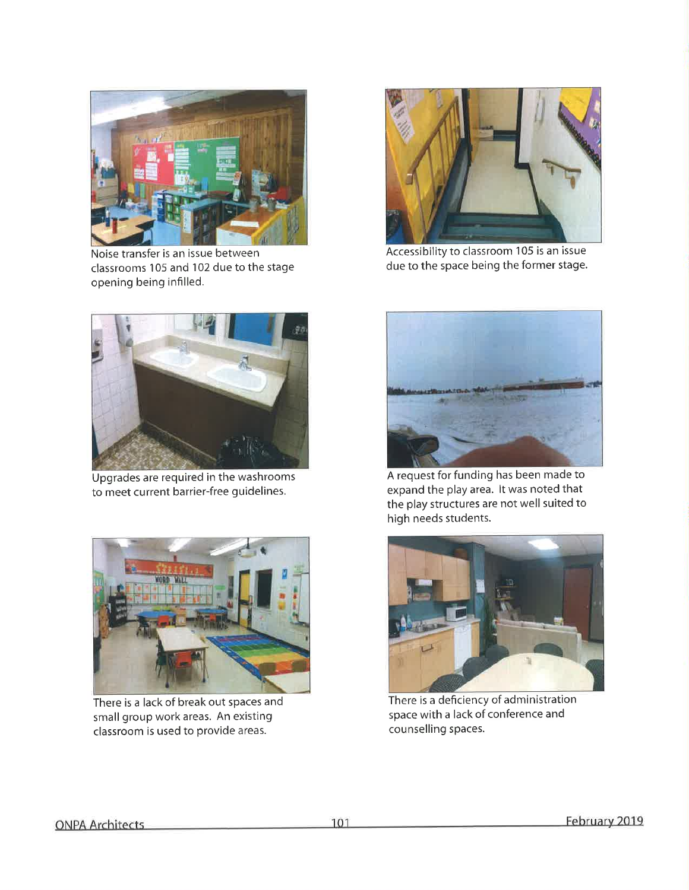Noise transfer is an issue between classrooms 105 and 102 due to the stage opening being infilled.

Accessibility to classroom 105 is an issue due to the space being the former stage.

Upgrades are required in the washrooms to meet current barrier-free guidelines.

A request for funding has been made to expand the play area. It was noted that the play structures are not well suited to high needs students.

There is a lack of break out spaces and small group work areas. An existing classroom is used to provide areas.

There is a deficiency of administration space with a lack of conference and counselling spaces.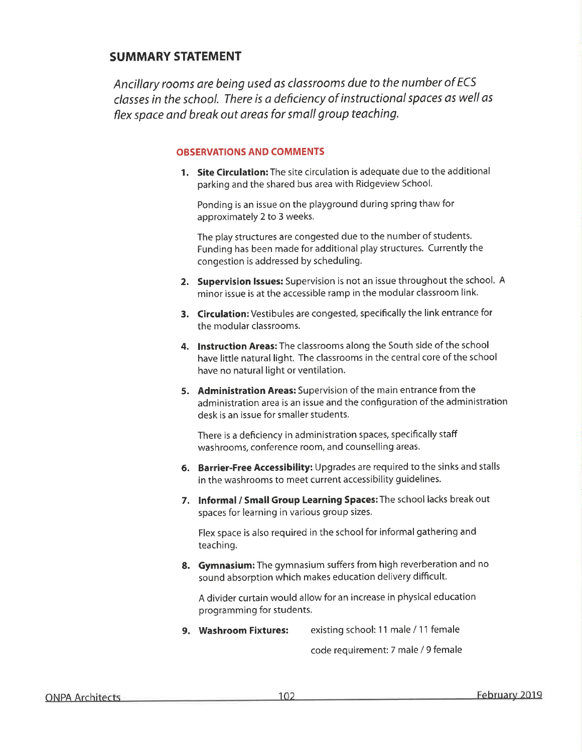## SUMMARY STATEMENT

*Ancillary rooms are being used as classrooms due to the number of ECS classes in the school. There is a deficiency of instructional spaces as well as flex space and break out areas for small group teaching.*

### OBSERVATIONS AND COMMENTS

1. **Site Circulation:** The site circulation is adequate due to the additional parking and the shared bus area with Ridgeview School.

   Ponding is an issue on the playground during spring thaw for approximately 2 to 3 weeks.

   The play structures are congested due to the number of students. Funding has been made for additional play structures. Currently the congestion is addressed by scheduling.

2. **Supervision Issues:** Supervision is not an issue throughout the school. A minor issue is at the accessible ramp in the modular classroom link.

3. **Circulation:** Vestibules are congested, specifically the link entrance for the modular classrooms.

4. **Instruction Areas:** The classrooms along the South side of the school have little natural light. The classrooms in the central core of the school have no natural light or ventilation.

5. **Administration Areas:** Supervision of the main entrance from the administration area is an issue and the configuration of the administration desk is an issue for smaller students.

   There is a deficiency in administration spaces, specifically staff washrooms, conference room, and counselling areas.

6. **Barrier-Free Accessibility:** Upgrades are required to the sinks and stalls in the washrooms to meet current accessibility guidelines.

7. **Informal / Small Group Learning Spaces:** The school lacks break out spaces for learning in various group sizes.

   Flex space is also required in the school for informal gathering and teaching.

8. **Gymnasium:** The gymnasium suffers from high reverberation and no sound absorption which makes education delivery difficult.

   A divider curtain would allow for an increase in physical education programming for students.

9. **Washroom Fixtures:** existing school: 11 male / 11 female

   code requirement: 7 male / 9 female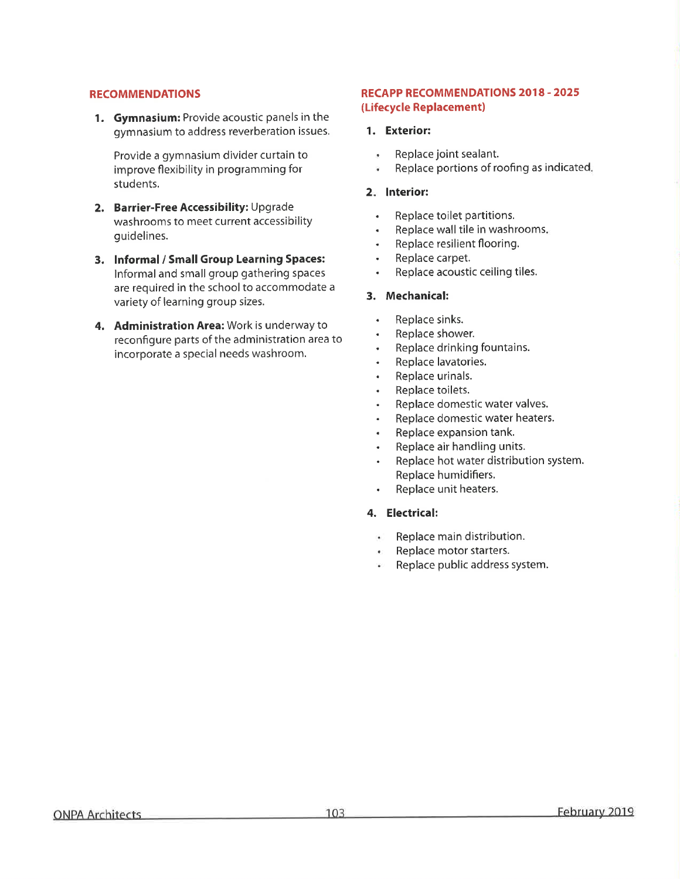## RECOMMENDATIONS

1. **Gymnasium:** Provide acoustic panels in the gymnasium to address reverberation issues.

   Provide a gymnasium divider curtain to improve flexibility in programming for students.

2. **Barrier-Free Accessibility:** Upgrade washrooms to meet current accessibility guidelines.

3. **Informal / Small Group Learning Spaces:** Informal and small group gathering spaces are required in the school to accommodate a variety of learning group sizes.

4. **Administration Area:** Work is underway to reconfigure parts of the administration area to incorporate a special needs washroom.

## RECAPP RECOMMENDATIONS 2018 - 2025 (Lifecycle Replacement)

1. **Exterior:**
   - Replace joint sealant.
   - Replace portions of roofing as indicated.

2. **Interior:**
   - Replace toilet partitions.
   - Replace wall tile in washrooms.
   - Replace resilient flooring.
   - Replace carpet.
   - Replace acoustic ceiling tiles.

3. **Mechanical:**
   - Replace sinks.
   - Replace shower.
   - Replace drinking fountains.
   - Replace lavatories.
   - Replace urinals.
   - Replace toilets.
   - Replace domestic water valves.
   - Replace domestic water heaters.
   - Replace expansion tank.
   - Replace air handling units.
   - Replace hot water distribution system. Replace humidifiers.
   - Replace unit heaters.

4. **Electrical:**
   - Replace main distribution.
   - Replace motor starters.
   - Replace public address system.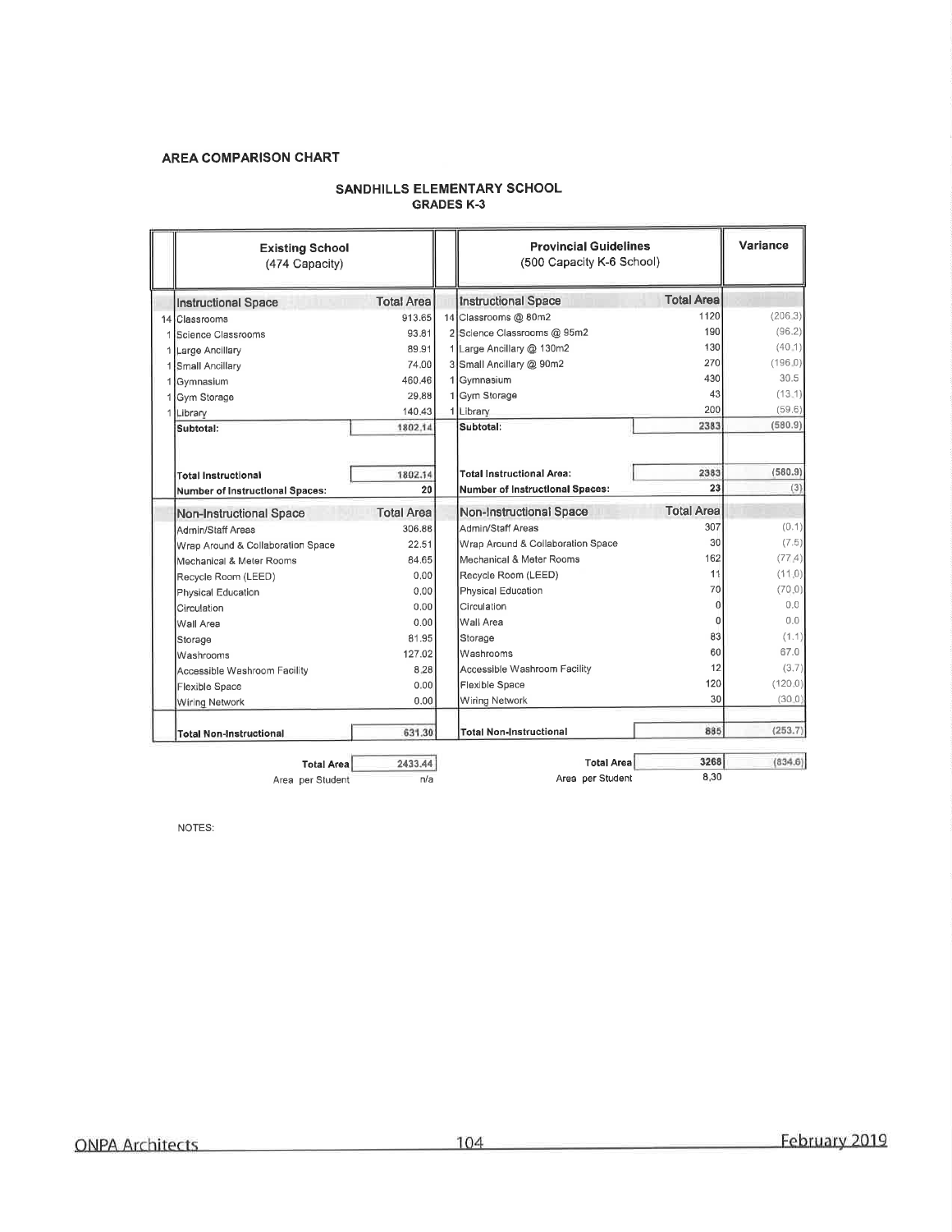## AREA COMPARISON CHART

### SANDHILLS ELEMENTARY SCHOOL
### GRADES K-3

| | Existing School (474 Capacity) | | | Provincial Guidelines (500 Capacity K-6 School) | | Variance |
|---|---|---|---|---|---|---|
| | **Instructional Space** | **Total Area** | | **Instructional Space** | **Total Area** | |
| 14 | Classrooms | 913.65 | 14 | Classrooms @ 80m2 | 1120 | (206.3) |
| 1 | Science Classrooms | 93.81 | 2 | Science Classrooms @ 95m2 | 190 | (96.2) |
| 1 | Large Ancillary | 89.91 | 1 | Large Ancillary @ 130m2 | 130 | (40.1) |
| 1 | Small Ancillary | 74.00 | 3 | Small Ancillary @ 90m2 | 270 | (196.0) |
| 1 | Gymnasium | 460.46 | 1 | Gymnasium | 430 | 30.5 |
| 1 | Gym Storage | 29.88 | 1 | Gym Storage | 43 | (13.1) |
| 1 | Library | 140.43 | 1 | Library | 200 | (59.6) |
| | **Subtotal:** | 1802.14 | | **Subtotal:** | 2383 | (580.9) |
| | **Total Instructional** | 1802.14 | | **Total Instructional Area:** | 2383 | (580.9) |
| | **Number of Instructional Spaces:** | 20 | | **Number of Instructional Spaces:** | 23 | (3) |
| | **Non-Instructional Space** | **Total Area** | | **Non-Instructional Space** | **Total Area** | |
| | Admin/Staff Areas | 306.88 | | Admin/Staff Areas | 307 | (0.1) |
| | Wrap Around & Collaboration Space | 22.51 | | Wrap Around & Collaboration Space | 30 | (7.5) |
| | Mechanical & Meter Rooms | 84.65 | | Mechanical & Meter Rooms | 162 | (77.4) |
| | Recycle Room (LEED) | 0.00 | | Recycle Room (LEED) | 11 | (11.0) |
| | Physical Education | 0.00 | | Physical Education | 70 | (70.0) |
| | Circulation | 0.00 | | Circulation | 0 | 0.0 |
| | Wall Area | 0.00 | | Wall Area | 0 | 0.0 |
| | Storage | 81.95 | | Storage | 83 | (1.1) |
| | Washrooms | 127.02 | | Washrooms | 60 | 67.0 |
| | Accessible Washroom Facility | 8.28 | | Accessible Washroom Facility | 12 | (3.7) |
| | Flexible Space | 0.00 | | Flexible Space | 120 | (120.0) |
| | Wiring Network | 0.00 | | Wiring Network | 30 | (30.0) |
| | **Total Non-Instructional** | 631.30 | | **Total Non-Instructional** | 885 | (253.7) |
| | **Total Area** | 2433.44 | | **Total Area** | 3268 | (834.6) |
| | Area per Student | n/a | | Area per Student | 8.30 | |

NOTES: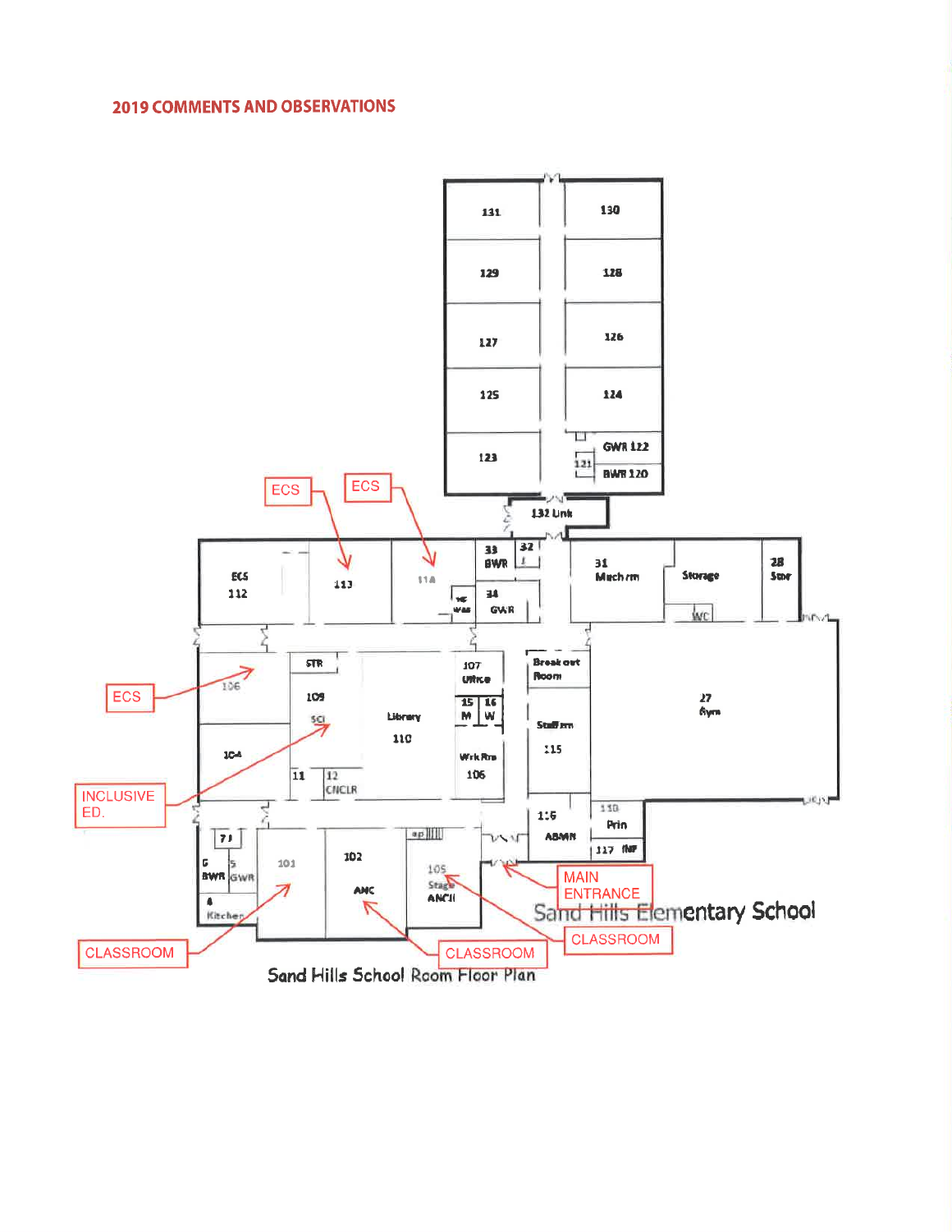## 2019 COMMENTS AND OBSERVATIONS

131 | 130
129 | 128
127 | 126
125 | 124
123 | GWR 122, 121, BWR 120

132 Link

ECS 112 | 113 | 114 | 33 BWR | 32 J | 34 GWR | 31 Mech rm | Storage | WC | 28 Stor

106 | STR | 109 SCI | Library 110 | 107 Office | 15 M | 16 W | Wrk Rm 108 | Break out Room | Staff rm 115 | 27 Gym

104 | 11 | 12 CNCLR

116 ADMIN | 118 Prin | 117 INF

7 J | 6 BWR | 5 GWR | 4 Kitchen | 101 | 102 ANC | 105 Stage ANCII

ECS

ECS

ECS

INCLUSIVE ED.

MAIN ENTRANCE

CLASSROOM

CLASSROOM

CLASSROOM

Sand Hills Elementary School

Sand Hills School Room Floor Plan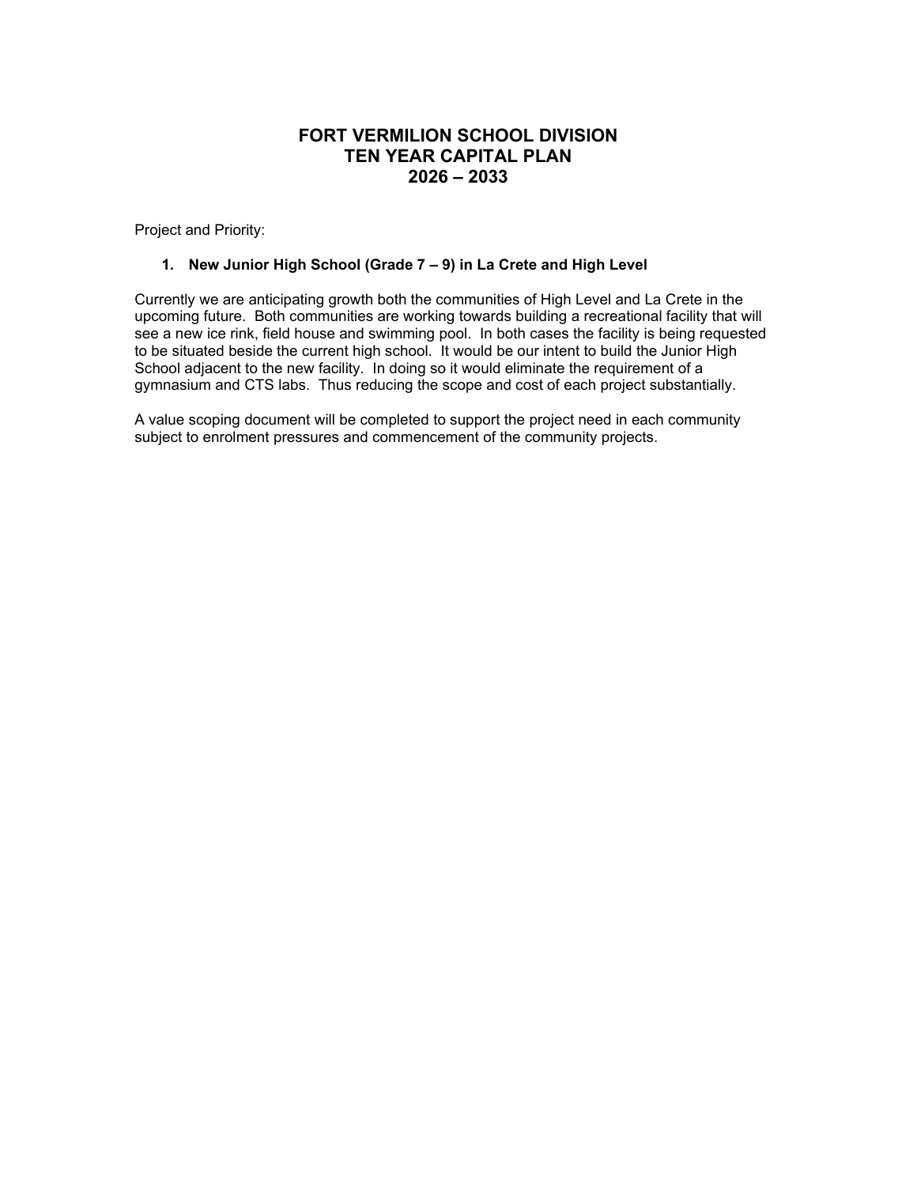# FORT VERMILION SCHOOL DIVISION
# TEN YEAR CAPITAL PLAN
# 2026 – 2033

Project and Priority:

1. **New Junior High School (Grade 7 – 9) in La Crete and High Level**

Currently we are anticipating growth both the communities of High Level and La Crete in the upcoming future. Both communities are working towards building a recreational facility that will see a new ice rink, field house and swimming pool. In both cases the facility is being requested to be situated beside the current high school. It would be our intent to build the Junior High School adjacent to the new facility. In doing so it would eliminate the requirement of a gymnasium and CTS labs. Thus reducing the scope and cost of each project substantially.

A value scoping document will be completed to support the project need in each community subject to enrolment pressures and commencement of the community projects.